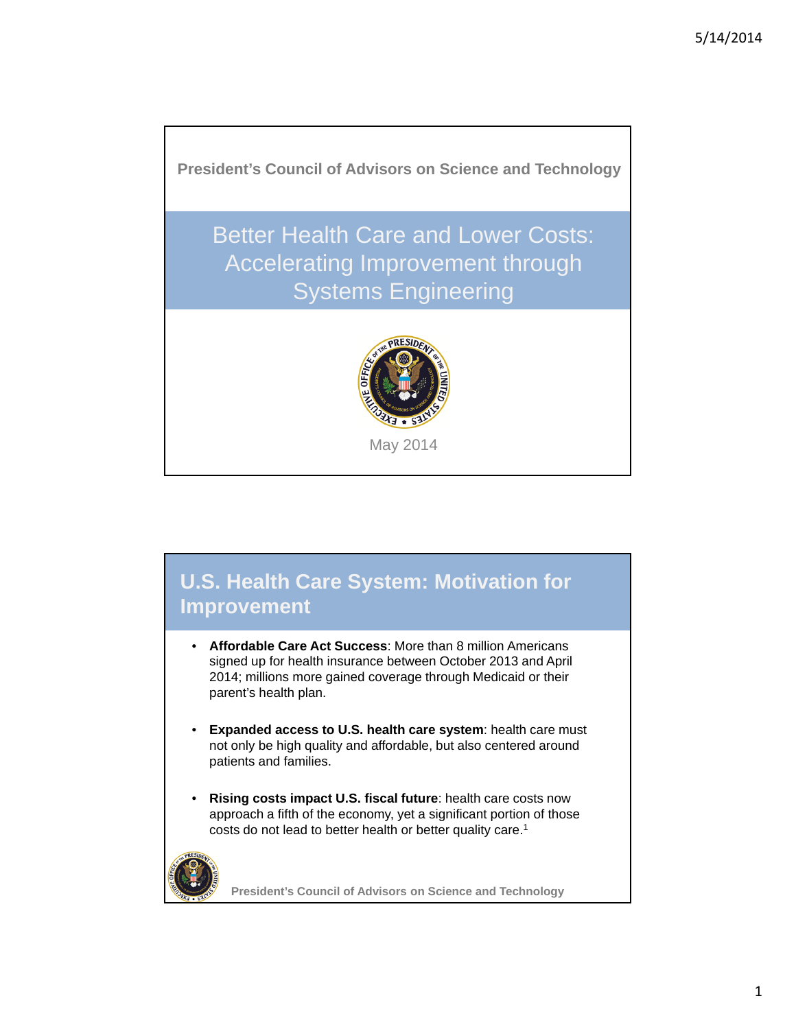President's Council of Advisors on Science and Technology

# Better Health Care and Lower Costs: Accelerating Improvement through Systems Engineering

May 2014

## U.S. Health Care System: Motivation for Improvement

- **Affordable Care Act Success**: More than 8 million Americans signed up for health insurance between October 2013 and April 2014; millions more gained coverage through Medicaid or their parent's health plan.

- **Expanded access to U.S. health care system**: health care must not only be high quality and affordable, but also centered around patients and families.

- **Rising costs impact U.S. fiscal future**: health care costs now approach a fifth of the economy, yet a significant portion of those costs do not lead to better health or better quality care.[1]

President's Council of Advisors on Science and Technology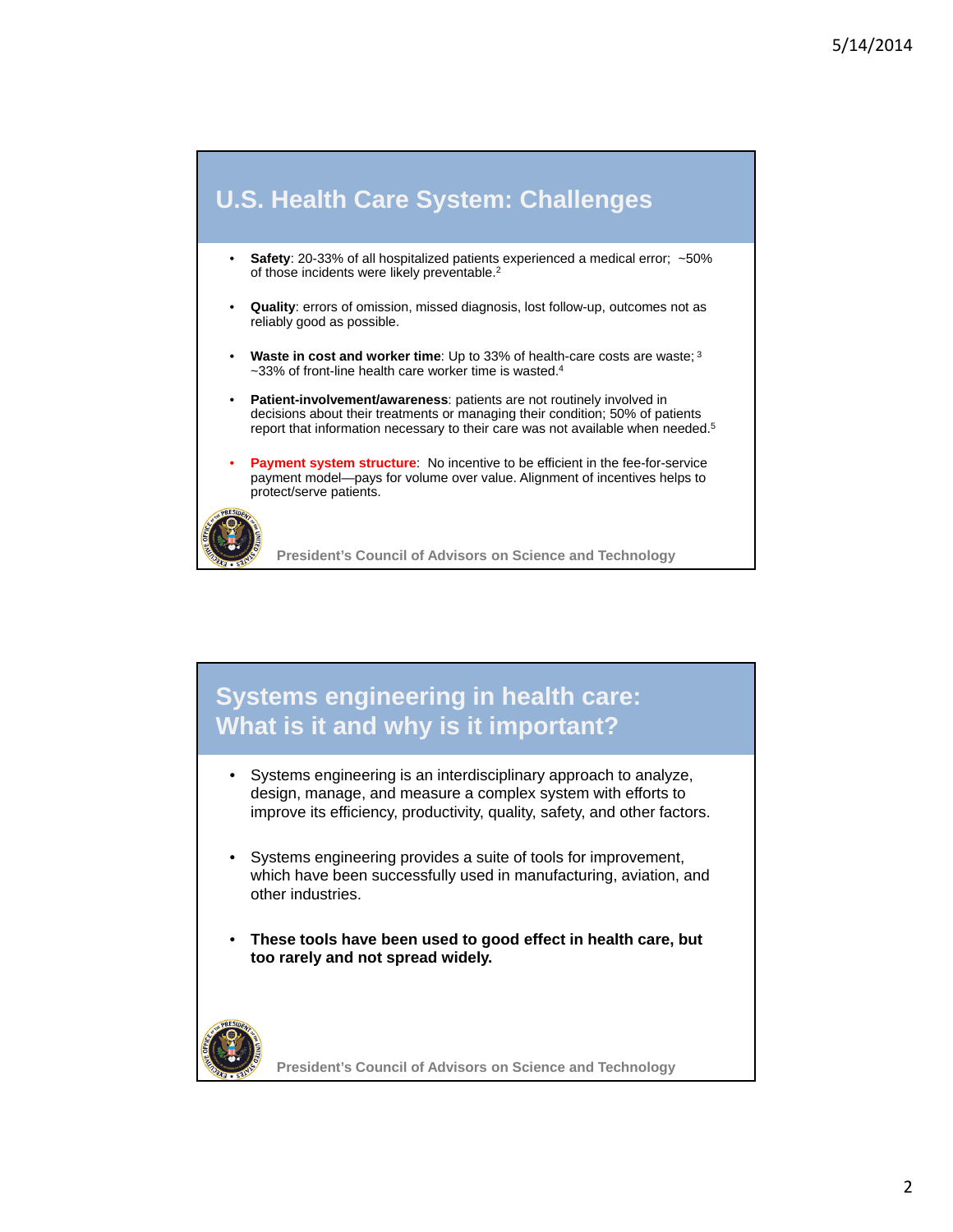## U.S. Health Care System: Challenges

- **Safety**: 20-33% of all hospitalized patients experienced a medical error; ~50% of those incidents were likely preventable.[2]
- **Quality**: errors of omission, missed diagnosis, lost follow-up, outcomes not as reliably good as possible.
- **Waste in cost and worker time**: Up to 33% of health-care costs are waste;[3] ~33% of front-line health care worker time is wasted.[4]
- **Patient-involvement/awareness**: patients are not routinely involved in decisions about their treatments or managing their condition; 50% of patients report that information necessary to their care was not available when needed.[5]
- **Payment system structure**: No incentive to be efficient in the fee-for-service payment model—pays for volume over value. Alignment of incentives helps to protect/serve patients.

President's Council of Advisors on Science and Technology

## Systems engineering in health care: What is it and why is it important?

- Systems engineering is an interdisciplinary approach to analyze, design, manage, and measure a complex system with efforts to improve its efficiency, productivity, quality, safety, and other factors.
- Systems engineering provides a suite of tools for improvement, which have been successfully used in manufacturing, aviation, and other industries.
- **These tools have been used to good effect in health care, but too rarely and not spread widely.**

President's Council of Advisors on Science and Technology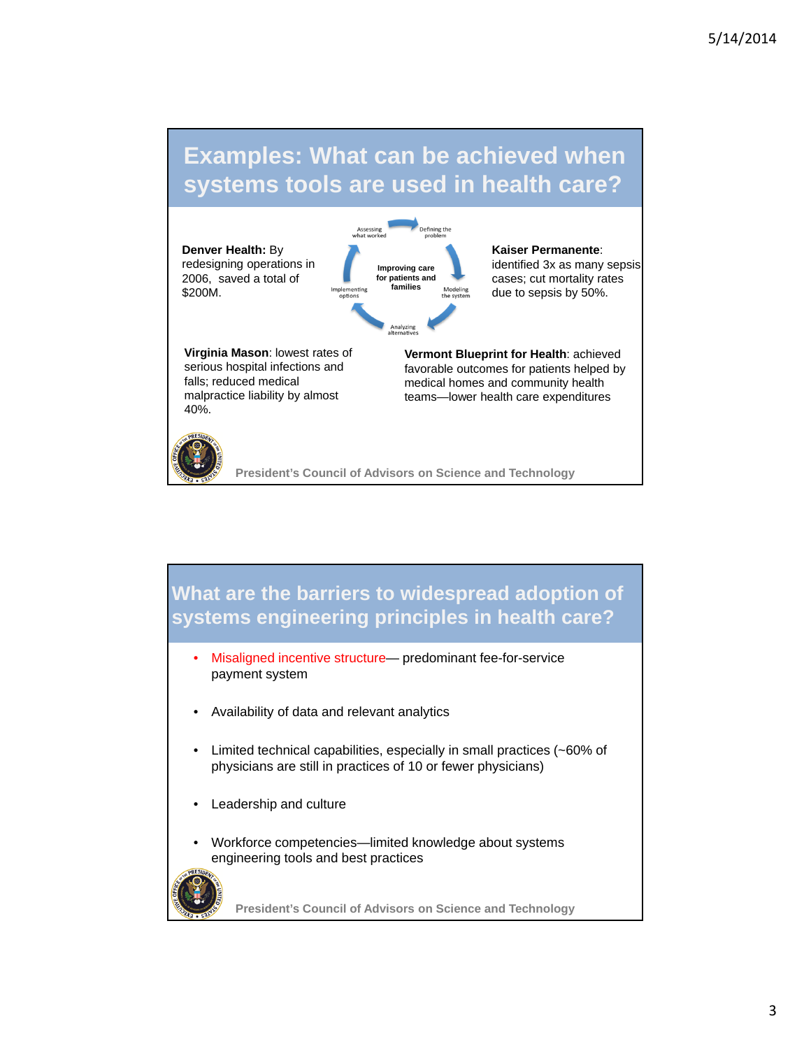## Examples: What can be achieved when systems tools are used in health care?

Assessing what worked → Defining the problem → Modeling the system → Analyzing alternatives → Implementing options

Improving care for patients and families

**Denver Health:** By redesigning operations in 2006, saved a total of $200M.

**Kaiser Permanente**: identified 3x as many sepsis cases; cut mortality rates due to sepsis by 50%.

**Virginia Mason**: lowest rates of serious hospital infections and falls; reduced medical malpractice liability by almost 40%.

**Vermont Blueprint for Health**: achieved favorable outcomes for patients helped by medical homes and community health teams—lower health care expenditures

President's Council of Advisors on Science and Technology

## What are the barriers to widespread adoption of systems engineering principles in health care?

- Misaligned incentive structure— predominant fee-for-service payment system
- Availability of data and relevant analytics
- Limited technical capabilities, especially in small practices (~60% of physicians are still in practices of 10 or fewer physicians)
- Leadership and culture
- Workforce competencies—limited knowledge about systems engineering tools and best practices

President's Council of Advisors on Science and Technology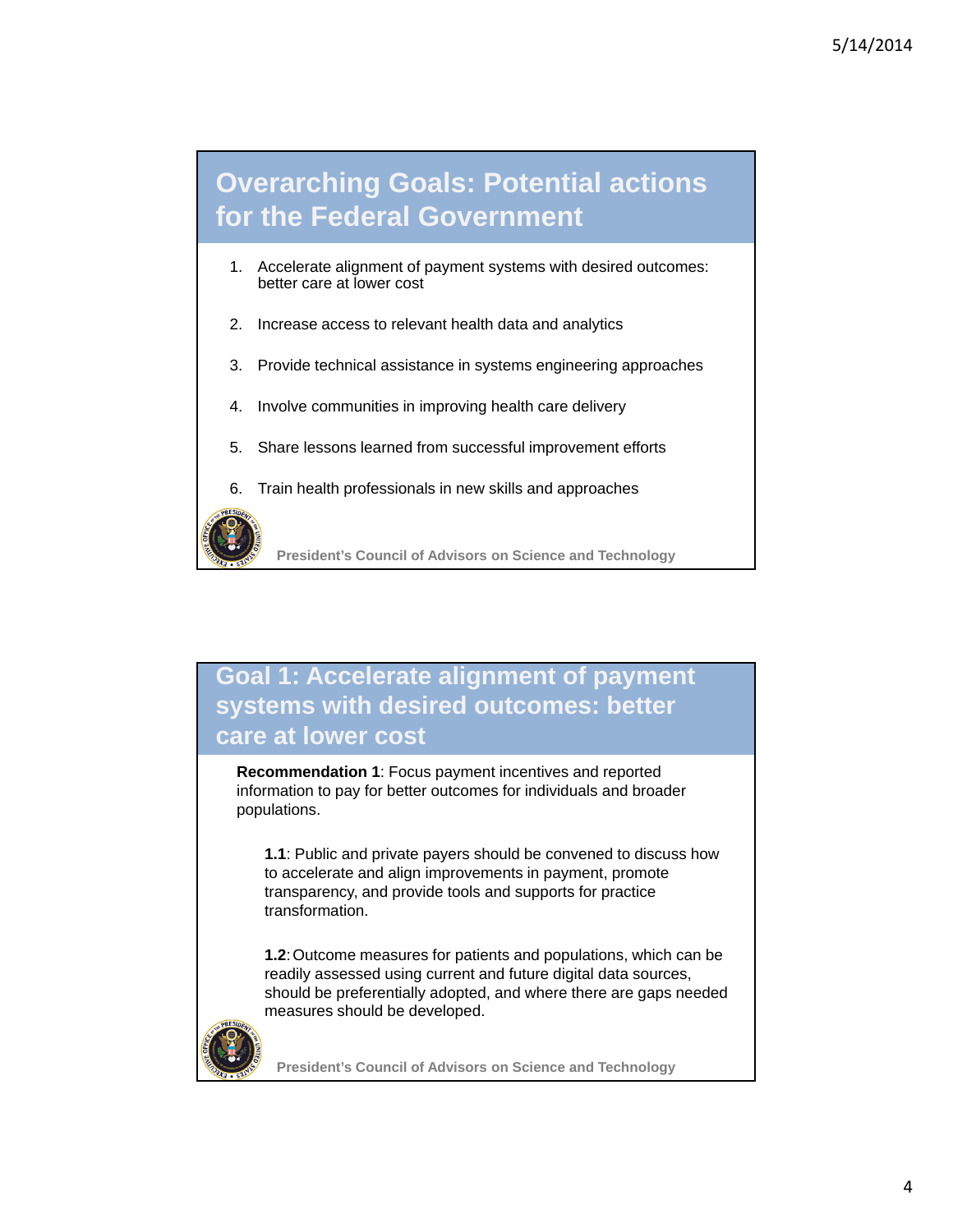## Overarching Goals: Potential actions for the Federal Government

1. Accelerate alignment of payment systems with desired outcomes: better care at lower cost
2. Increase access to relevant health data and analytics
3. Provide technical assistance in systems engineering approaches
4. Involve communities in improving health care delivery
5. Share lessons learned from successful improvement efforts
6. Train health professionals in new skills and approaches

President's Council of Advisors on Science and Technology

## Goal 1: Accelerate alignment of payment systems with desired outcomes: better care at lower cost

**Recommendation 1**: Focus payment incentives and reported information to pay for better outcomes for individuals and broader populations.

**1.1**: Public and private payers should be convened to discuss how to accelerate and align improvements in payment, promote transparency, and provide tools and supports for practice transformation.

**1.2**: Outcome measures for patients and populations, which can be readily assessed using current and future digital data sources, should be preferentially adopted, and where there are gaps needed measures should be developed.

President's Council of Advisors on Science and Technology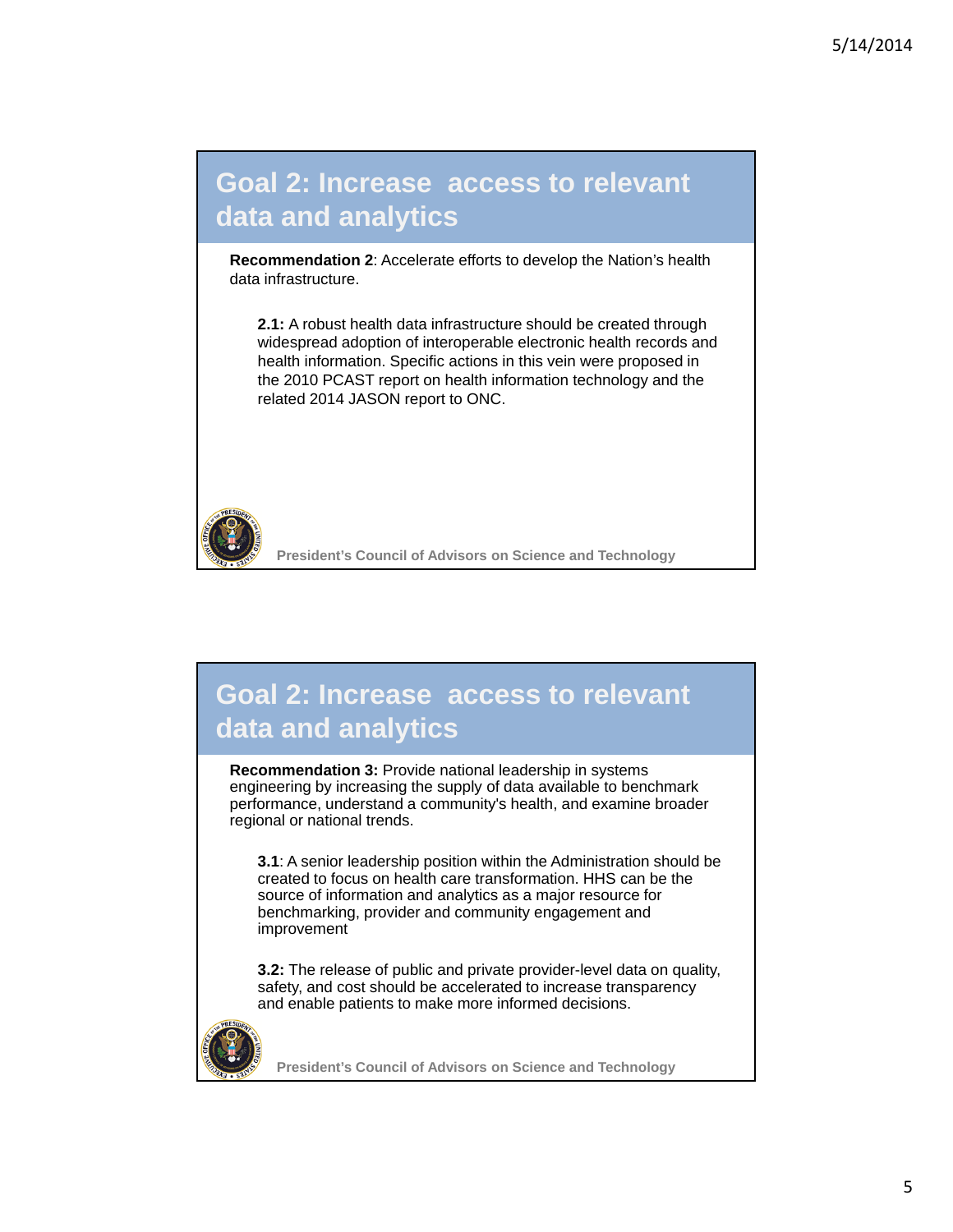## Goal 2: Increase access to relevant data and analytics

**Recommendation 2**: Accelerate efforts to develop the Nation's health data infrastructure.

**2.1:** A robust health data infrastructure should be created through widespread adoption of interoperable electronic health records and health information. Specific actions in this vein were proposed in the 2010 PCAST report on health information technology and the related 2014 JASON report to ONC.

President's Council of Advisors on Science and Technology

## Goal 2: Increase access to relevant data and analytics

**Recommendation 3:** Provide national leadership in systems engineering by increasing the supply of data available to benchmark performance, understand a community's health, and examine broader regional or national trends.

**3.1**: A senior leadership position within the Administration should be created to focus on health care transformation. HHS can be the source of information and analytics as a major resource for benchmarking, provider and community engagement and improvement

**3.2:** The release of public and private provider-level data on quality, safety, and cost should be accelerated to increase transparency and enable patients to make more informed decisions.

President's Council of Advisors on Science and Technology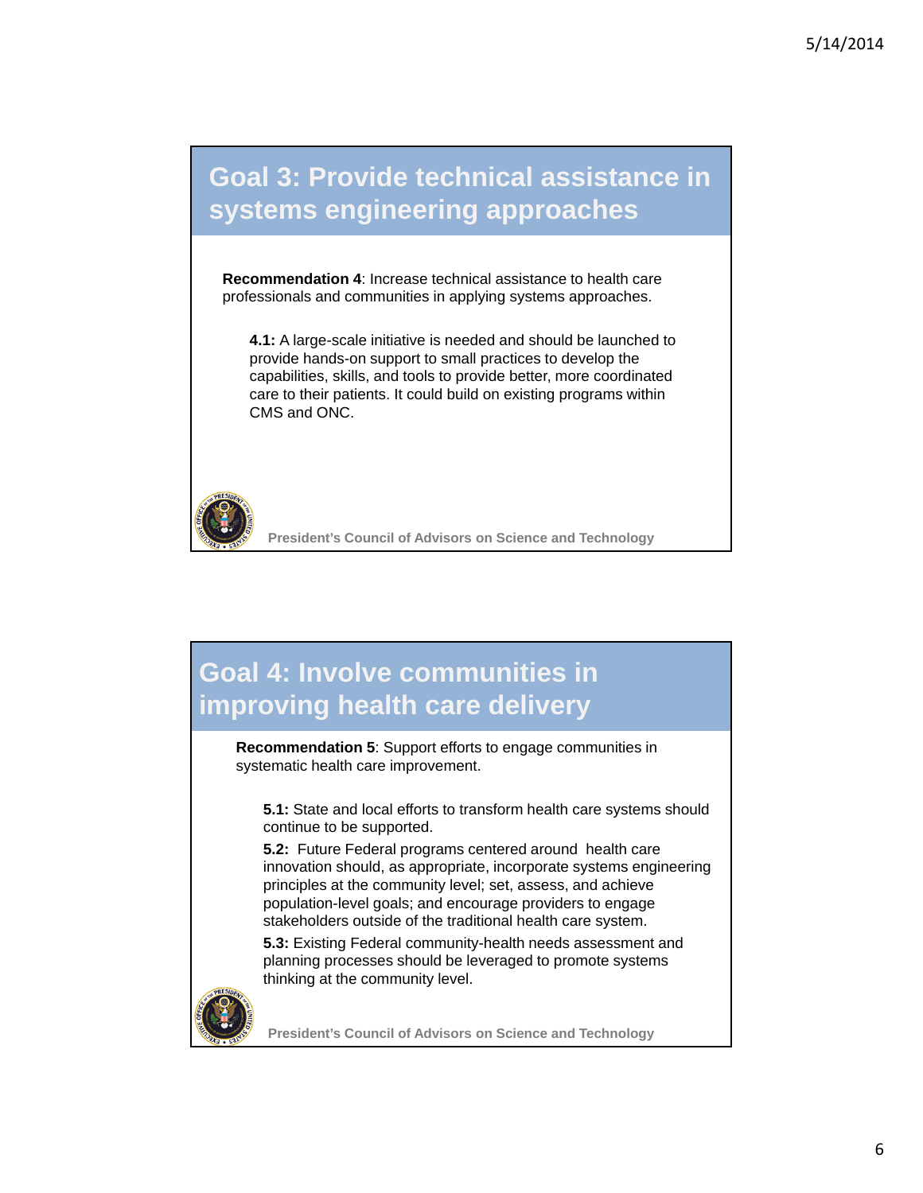## Goal 3: Provide technical assistance in systems engineering approaches

**Recommendation 4**: Increase technical assistance to health care professionals and communities in applying systems approaches.

**4.1:** A large-scale initiative is needed and should be launched to provide hands-on support to small practices to develop the capabilities, skills, and tools to provide better, more coordinated care to their patients. It could build on existing programs within CMS and ONC.

President's Council of Advisors on Science and Technology

## Goal 4: Involve communities in improving health care delivery

**Recommendation 5**: Support efforts to engage communities in systematic health care improvement.

**5.1:** State and local efforts to transform health care systems should continue to be supported.

**5.2:** Future Federal programs centered around health care innovation should, as appropriate, incorporate systems engineering principles at the community level; set, assess, and achieve population-level goals; and encourage providers to engage stakeholders outside of the traditional health care system.

**5.3:** Existing Federal community-health needs assessment and planning processes should be leveraged to promote systems thinking at the community level.

President's Council of Advisors on Science and Technology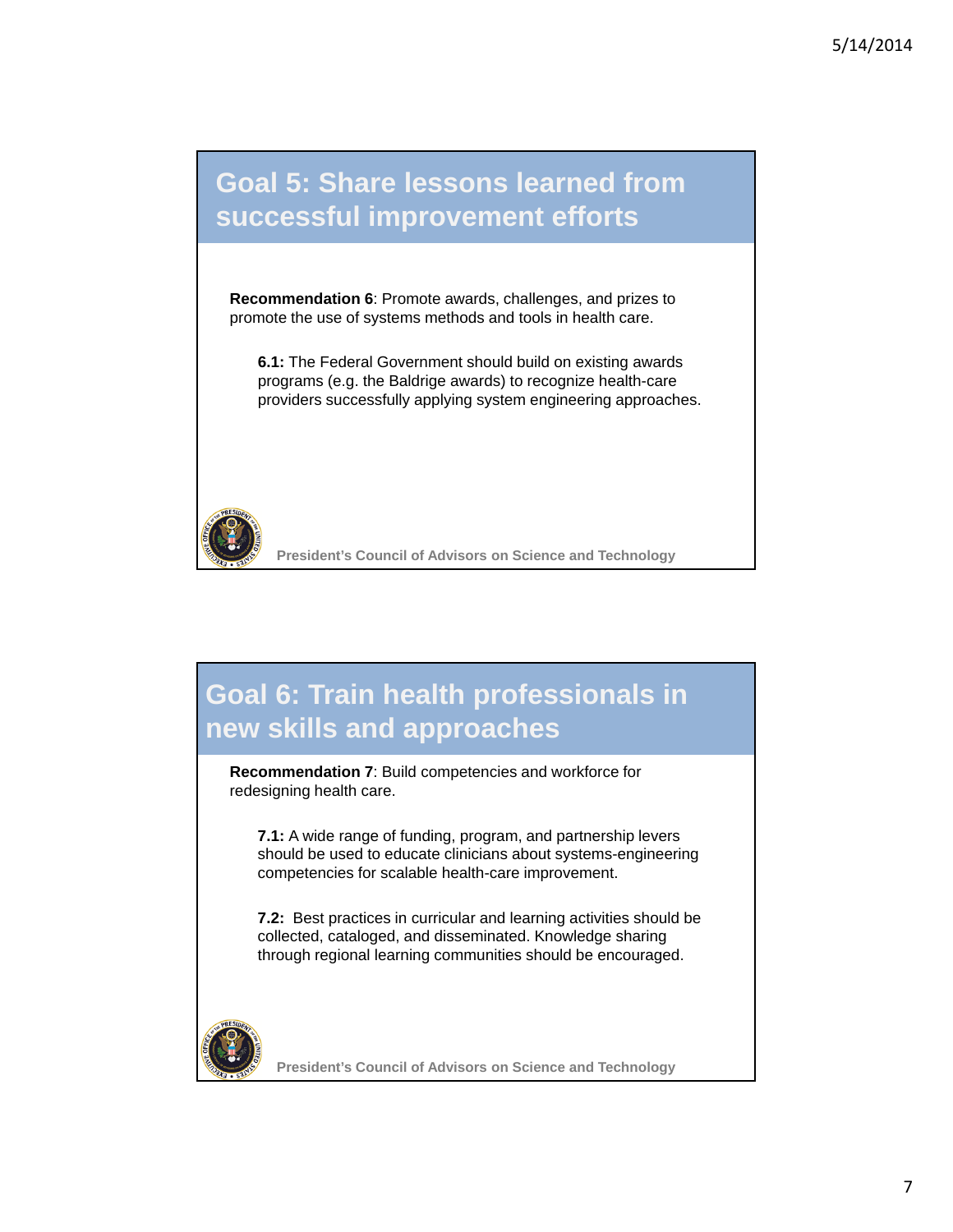## Goal 5: Share lessons learned from successful improvement efforts

**Recommendation 6**: Promote awards, challenges, and prizes to promote the use of systems methods and tools in health care.

> **6.1:** The Federal Government should build on existing awards programs (e.g. the Baldrige awards) to recognize health-care providers successfully applying system engineering approaches.

President's Council of Advisors on Science and Technology

## Goal 6: Train health professionals in new skills and approaches

**Recommendation 7**: Build competencies and workforce for redesigning health care.

> **7.1:** A wide range of funding, program, and partnership levers should be used to educate clinicians about systems-engineering competencies for scalable health-care improvement.
>
> **7.2:** Best practices in curricular and learning activities should be collected, cataloged, and disseminated. Knowledge sharing through regional learning communities should be encouraged.

President's Council of Advisors on Science and Technology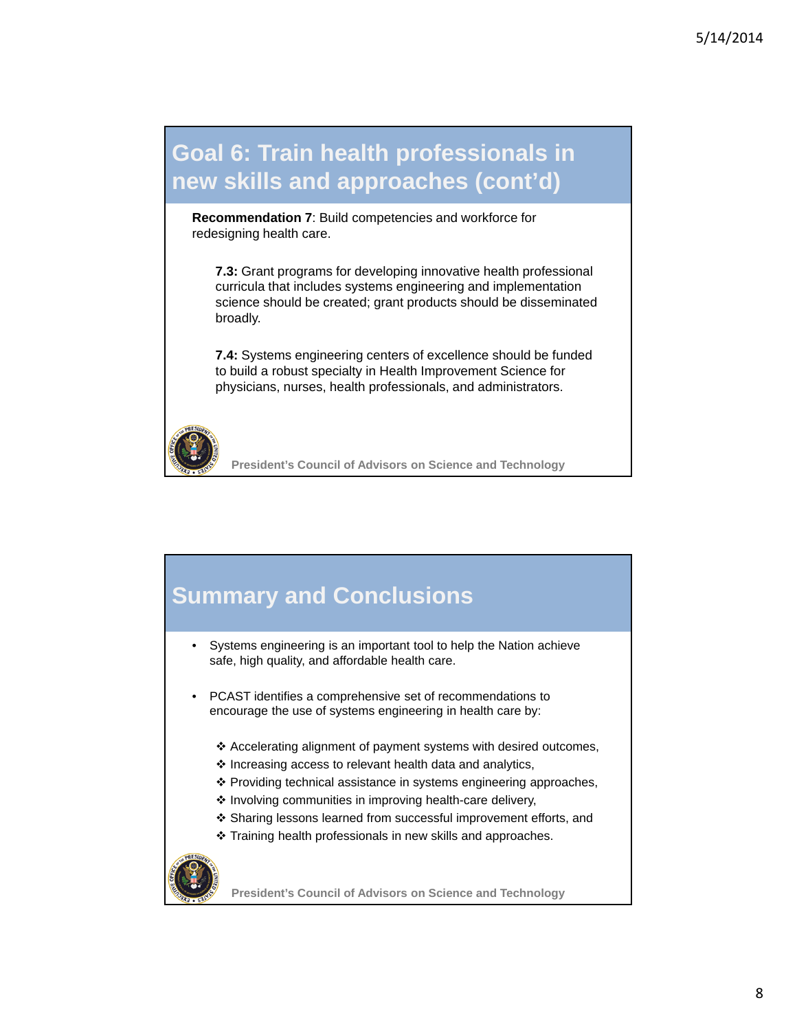## Goal 6: Train health professionals in new skills and approaches (cont'd)

**Recommendation 7**: Build competencies and workforce for redesigning health care.

**7.3:** Grant programs for developing innovative health professional curricula that includes systems engineering and implementation science should be created; grant products should be disseminated broadly.

**7.4:** Systems engineering centers of excellence should be funded to build a robust specialty in Health Improvement Science for physicians, nurses, health professionals, and administrators.

President's Council of Advisors on Science and Technology

## Summary and Conclusions

- Systems engineering is an important tool to help the Nation achieve safe, high quality, and affordable health care.
- PCAST identifies a comprehensive set of recommendations to encourage the use of systems engineering in health care by:
  - Accelerating alignment of payment systems with desired outcomes,
  - Increasing access to relevant health data and analytics,
  - Providing technical assistance in systems engineering approaches,
  - Involving communities in improving health-care delivery,
  - Sharing lessons learned from successful improvement efforts, and
  - Training health professionals in new skills and approaches.

President's Council of Advisors on Science and Technology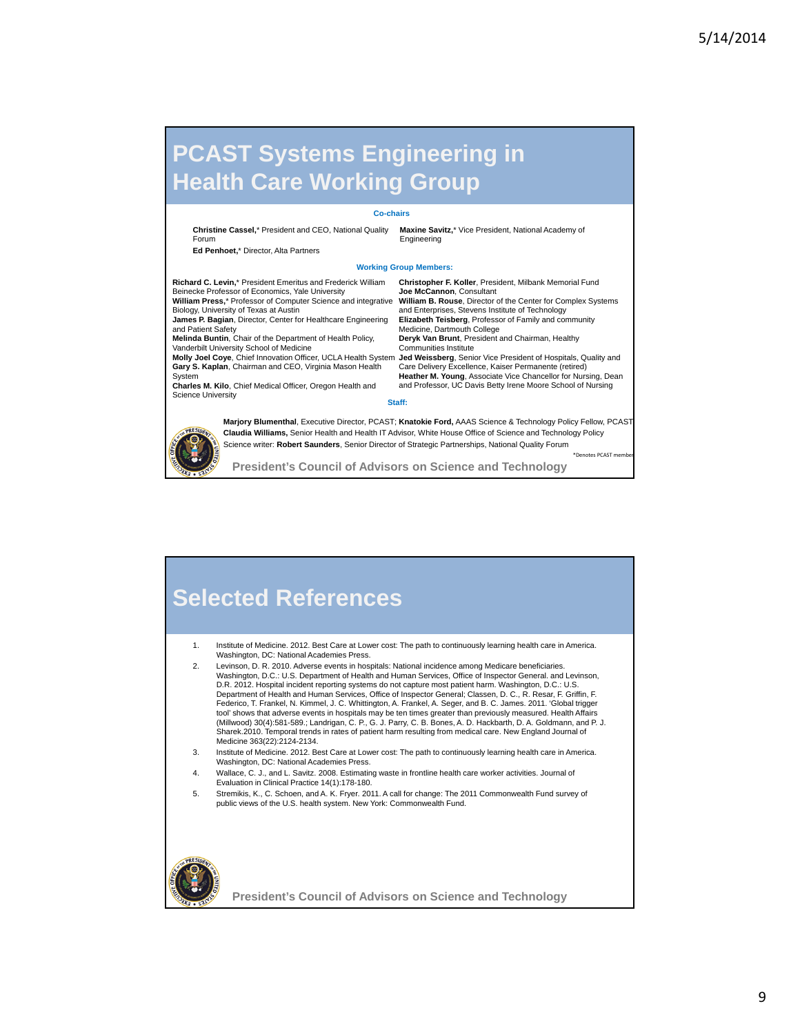# PCAST Systems Engineering in Health Care Working Group

**Co-chairs**

**Christine Cassel,*** President and CEO, National Quality Forum

**Ed Penhoet,*** Director, Alta Partners

**Maxine Savitz,*** Vice President, National Academy of Engineering

**Working Group Members:**

**Richard C. Levin,*** President Emeritus and Frederick William Beinecke Professor of Economics, Yale University
**William Press,*** Professor of Computer Science and integrative Biology, University of Texas at Austin
**James P. Bagian**, Director, Center for Healthcare Engineering and Patient Safety
**Melinda Buntin**, Chair of the Department of Health Policy, Vanderbilt University School of Medicine
**Molly Joel Coye**, Chief Innovation Officer, UCLA Health System
**Gary S. Kaplan**, Chairman and CEO, Virginia Mason Health System
**Charles M. Kilo**, Chief Medical Officer, Oregon Health and Science University
**Christopher F. Koller**, President, Milbank Memorial Fund
**Joe McCannon**, Consultant
**William B. Rouse**, Director of the Center for Complex Systems and Enterprises, Stevens Institute of Technology
**Elizabeth Teisberg**, Professor of Family and community Medicine, Dartmouth College
**Deryk Van Brunt**, President and Chairman, Healthy Communities Institute
**Jed Weissberg**, Senior Vice President of Hospitals, Quality and Care Delivery Excellence, Kaiser Permanente (retired)
**Heather M. Young**, Associate Vice Chancellor for Nursing, Dean and Professor, UC Davis Betty Irene Moore School of Nursing

**Staff:**

**Marjory Blumenthal**, Executive Director, PCAST; **Knatokie Ford,** AAAS Science & Technology Policy Fellow, PCAST
**Claudia Williams,** Senior Health and Health IT Advisor, White House Office of Science and Technology Policy
Science writer: **Robert Saunders**, Senior Director of Strategic Partnerships, National Quality Forum

*Denotes PCAST member

President's Council of Advisors on Science and Technology

# Selected References

1. Institute of Medicine. 2012. Best Care at Lower cost: The path to continuously learning health care in America. Washington, DC: National Academies Press.
2. Levinson, D. R. 2010. Adverse events in hospitals: National incidence among Medicare beneficiaries. Washington, D.C.: U.S. Department of Health and Human Services, Office of Inspector General. and Levinson, D.R. 2012. Hospital incident reporting systems do not capture most patient harm. Washington, D.C.: U.S. Department of Health and Human Services, Office of Inspector General; Classen, D. C., R. Resar, F. Griffin, F. Federico, T. Frankel, N. Kimmel, J. C. Whittington, A. Frankel, A. Seger, and B. C. James. 2011. 'Global trigger tool' shows that adverse events in hospitals may be ten times greater than previously measured. Health Affairs (Millwood) 30(4):581-589.; Landrigan, C. P., G. J. Parry, C. B. Bones, A. D. Hackbarth, D. A. Goldmann, and P. J. Sharek.2010. Temporal trends in rates of patient harm resulting from medical care. New England Journal of Medicine 363(22):2124-2134.
3. Institute of Medicine. 2012. Best Care at Lower cost: The path to continuously learning health care in America. Washington, DC: National Academies Press.
4. Wallace, C. J., and L. Savitz. 2008. Estimating waste in frontline health care worker activities. Journal of Evaluation in Clinical Practice 14(1):178-180.
5. Stremikis, K., C. Schoen, and A. K. Fryer. 2011. A call for change: The 2011 Commonwealth Fund survey of public views of the U.S. health system. New York: Commonwealth Fund.

President's Council of Advisors on Science and Technology